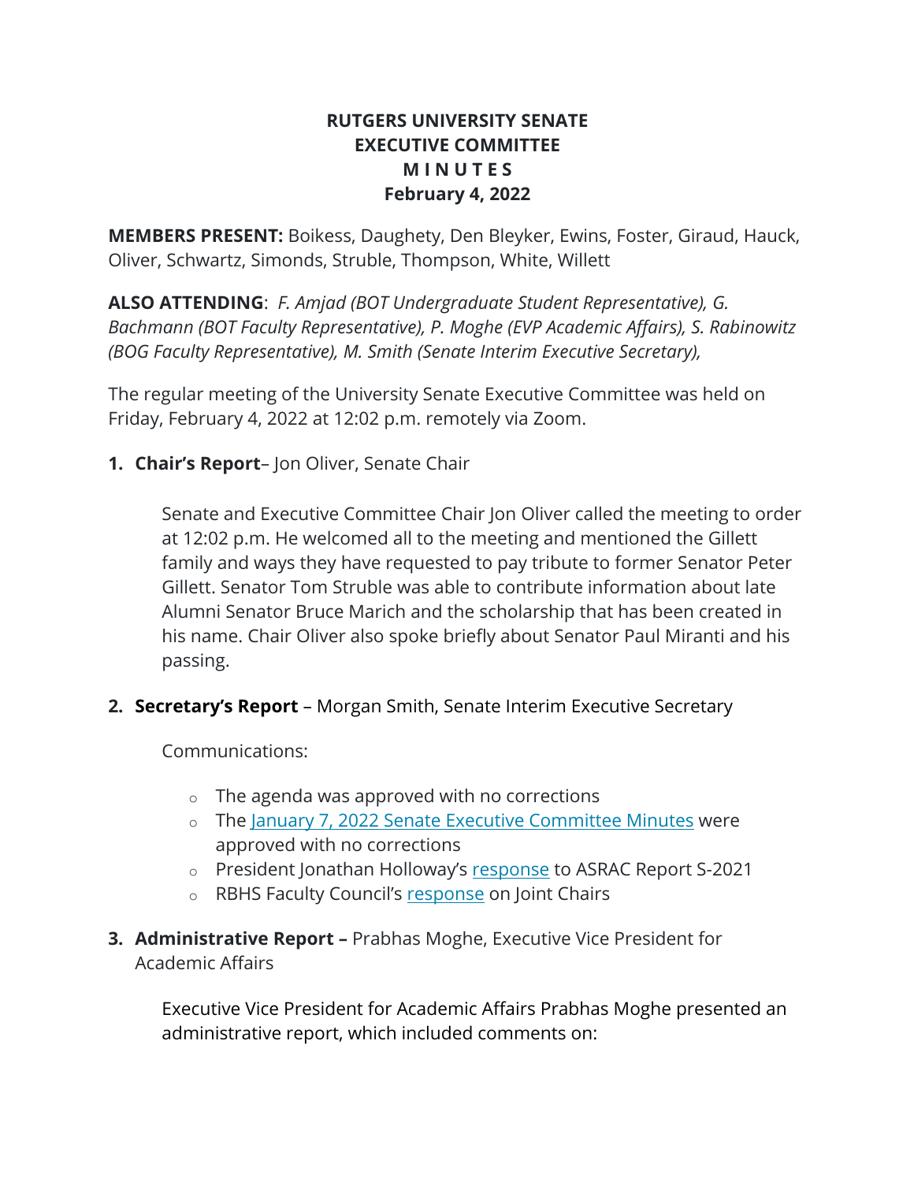**RUTGERS UNIVERSITY SENATE**
**EXECUTIVE COMMITTEE**
**M I N U T E S**
**February 4, 2022**

**MEMBERS PRESENT:** Boikess, Daughety, Den Bleyker, Ewins, Foster, Giraud, Hauck, Oliver, Schwartz, Simonds, Struble, Thompson, White, Willett

**ALSO ATTENDING**: *F. Amjad (BOT Undergraduate Student Representative), G. Bachmann (BOT Faculty Representative), P. Moghe (EVP Academic Affairs), S. Rabinowitz (BOG Faculty Representative), M. Smith (Senate Interim Executive Secretary),*

The regular meeting of the University Senate Executive Committee was held on Friday, February 4, 2022 at 12:02 p.m. remotely via Zoom.

1. **Chair's Report**– Jon Oliver, Senate Chair

   Senate and Executive Committee Chair Jon Oliver called the meeting to order at 12:02 p.m. He welcomed all to the meeting and mentioned the Gillett family and ways they have requested to pay tribute to former Senator Peter Gillett. Senator Tom Struble was able to contribute information about late Alumni Senator Bruce Marich and the scholarship that has been created in his name. Chair Oliver also spoke briefly about Senator Paul Miranti and his passing.

2. **Secretary's Report** – Morgan Smith, Senate Interim Executive Secretary

   Communications:

   - The agenda was approved with no corrections
   - The January 7, 2022 Senate Executive Committee Minutes were approved with no corrections
   - President Jonathan Holloway's response to ASRAC Report S-2021
   - RBHS Faculty Council's response on Joint Chairs

3. **Administrative Report –** Prabhas Moghe, Executive Vice President for Academic Affairs

   Executive Vice President for Academic Affairs Prabhas Moghe presented an administrative report, which included comments on: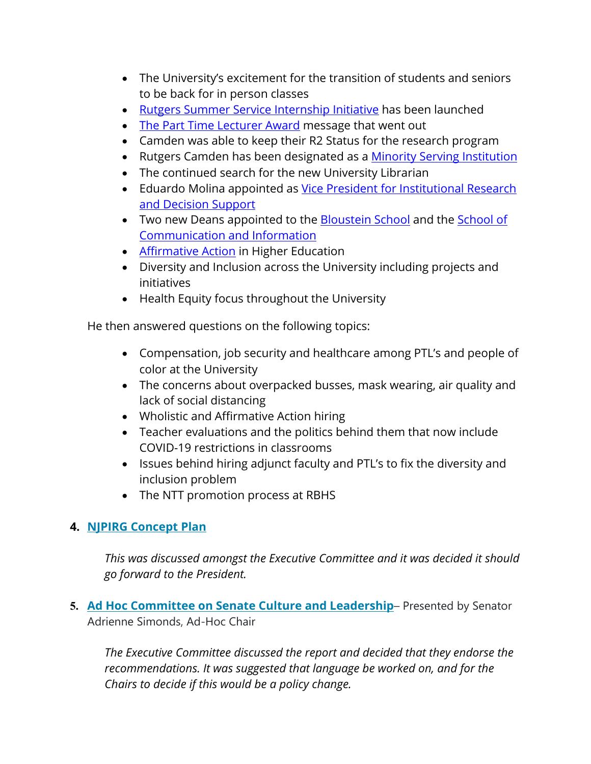- The University's excitement for the transition of students and seniors to be back for in person classes
- Rutgers Summer Service Internship Initiative has been launched
- The Part Time Lecturer Award message that went out
- Camden was able to keep their R2 Status for the research program
- Rutgers Camden has been designated as a Minority Serving Institution
- The continued search for the new University Librarian
- Eduardo Molina appointed as Vice President for Institutional Research and Decision Support
- Two new Deans appointed to the Bloustein School and the School of Communication and Information
- Affirmative Action in Higher Education
- Diversity and Inclusion across the University including projects and initiatives
- Health Equity focus throughout the University

He then answered questions on the following topics:

- Compensation, job security and healthcare among PTL's and people of color at the University
- The concerns about overpacked busses, mask wearing, air quality and lack of social distancing
- Wholistic and Affirmative Action hiring
- Teacher evaluations and the politics behind them that now include COVID-19 restrictions in classrooms
- Issues behind hiring adjunct faculty and PTL's to fix the diversity and inclusion problem
- The NTT promotion process at RBHS

**4. NJPIRG Concept Plan**

*This was discussed amongst the Executive Committee and it was decided it should go forward to the President.*

**5. Ad Hoc Committee on Senate Culture and Leadership**– Presented by Senator Adrienne Simonds, Ad-Hoc Chair

*The Executive Committee discussed the report and decided that they endorse the recommendations. It was suggested that language be worked on, and for the Chairs to decide if this would be a policy change.*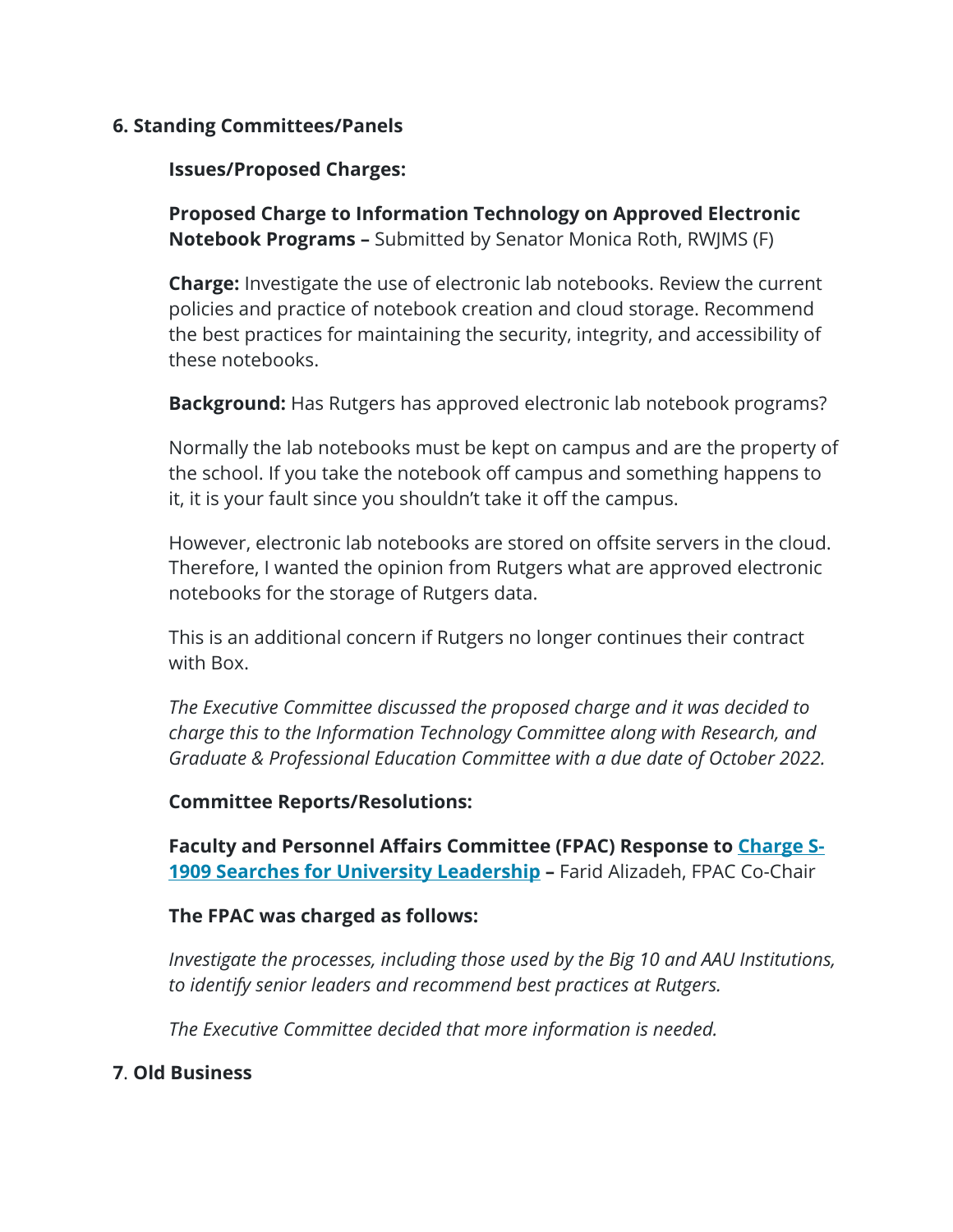**6. Standing Committees/Panels**

**Issues/Proposed Charges:**

**Proposed Charge to Information Technology on Approved Electronic Notebook Programs –** Submitted by Senator Monica Roth, RWJMS (F)

**Charge:** Investigate the use of electronic lab notebooks. Review the current policies and practice of notebook creation and cloud storage. Recommend the best practices for maintaining the security, integrity, and accessibility of these notebooks.

**Background:** Has Rutgers has approved electronic lab notebook programs?

Normally the lab notebooks must be kept on campus and are the property of the school. If you take the notebook off campus and something happens to it, it is your fault since you shouldn't take it off the campus.

However, electronic lab notebooks are stored on offsite servers in the cloud. Therefore, I wanted the opinion from Rutgers what are approved electronic notebooks for the storage of Rutgers data.

This is an additional concern if Rutgers no longer continues their contract with Box.

*The Executive Committee discussed the proposed charge and it was decided to charge this to the Information Technology Committee along with Research, and Graduate & Professional Education Committee with a due date of October 2022.*

**Committee Reports/Resolutions:**

**Faculty and Personnel Affairs Committee (FPAC) Response to Charge S-1909 Searches for University Leadership –** Farid Alizadeh, FPAC Co-Chair

**The FPAC was charged as follows:**

*Investigate the processes, including those used by the Big 10 and AAU Institutions, to identify senior leaders and recommend best practices at Rutgers.*

*The Executive Committee decided that more information is needed.*

**7. Old Business**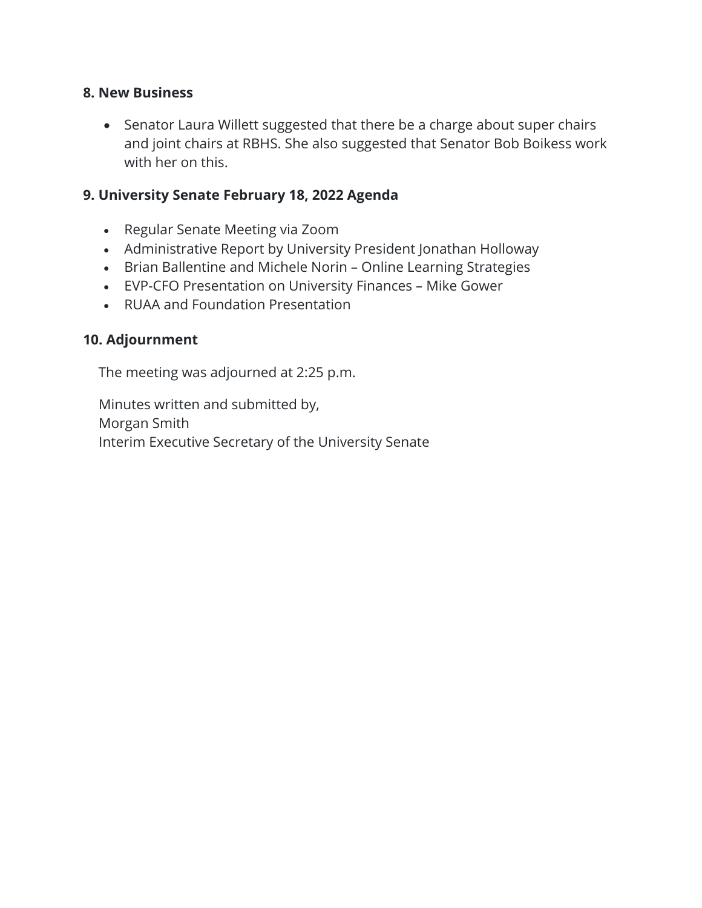**8. New Business**

- Senator Laura Willett suggested that there be a charge about super chairs and joint chairs at RBHS. She also suggested that Senator Bob Boikess work with her on this.

**9. University Senate February 18, 2022 Agenda**

- Regular Senate Meeting via Zoom
- Administrative Report by University President Jonathan Holloway
- Brian Ballentine and Michele Norin – Online Learning Strategies
- EVP-CFO Presentation on University Finances – Mike Gower
- RUAA and Foundation Presentation

**10. Adjournment**

The meeting was adjourned at 2:25 p.m.

Minutes written and submitted by,
Morgan Smith
Interim Executive Secretary of the University Senate